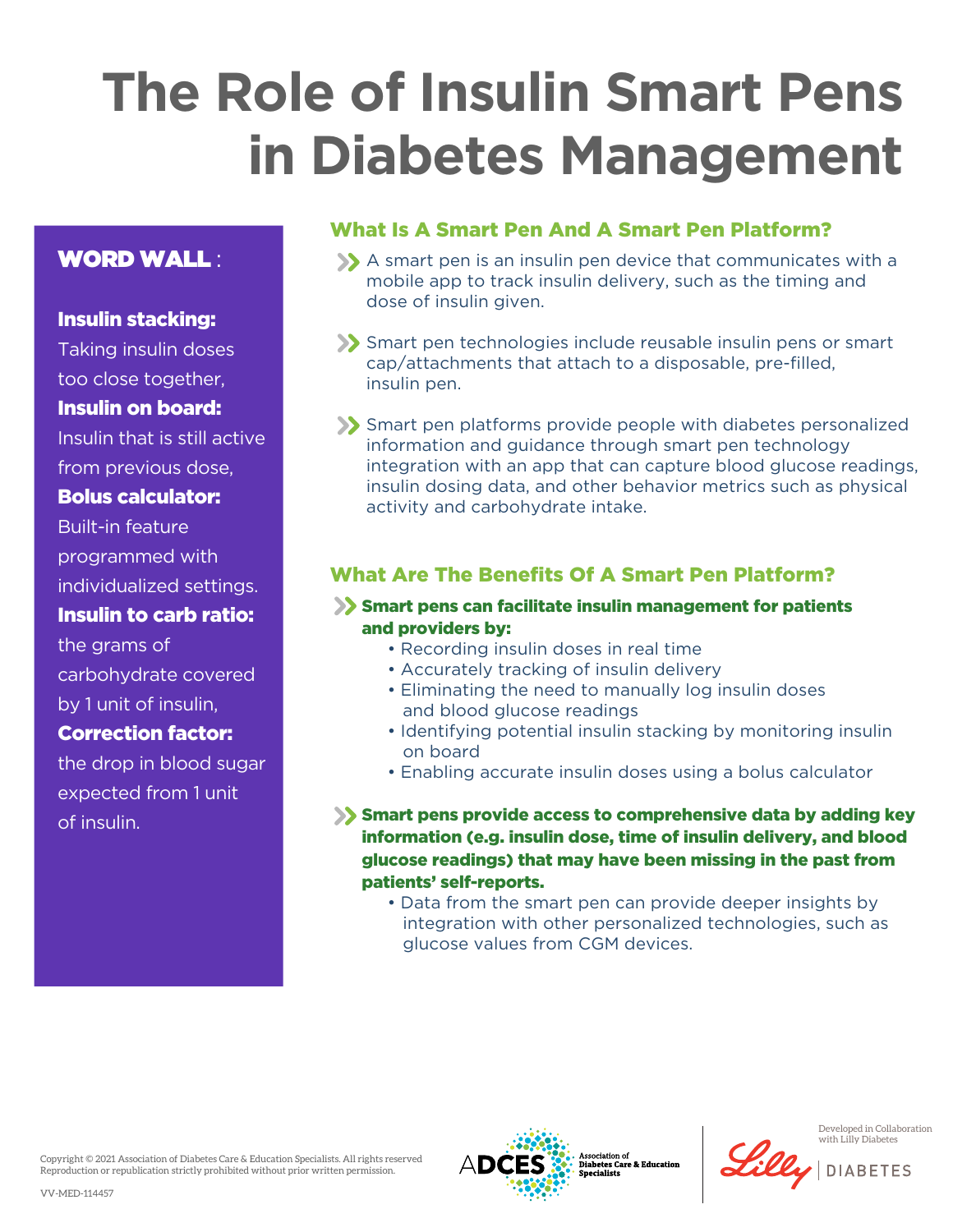# The Role of Insulin Smart Pens in Diabetes Management

## WORD WALL:

**Insulin stacking:** Taking insulin doses too close together,

**Insulin on board:** Insulin that is still active from previous dose,

**Bolus calculator:** Built-in feature programmed with individualized settings.

**Insulin to carb ratio:** the grams of carbohydrate covered by 1 unit of insulin,

**Correction factor:** the drop in blood sugar expected from 1 unit of insulin.

## What Is A Smart Pen And A Smart Pen Platform?

- A smart pen is an insulin pen device that communicates with a mobile app to track insulin delivery, such as the timing and dose of insulin given.
- Smart pen technologies include reusable insulin pens or smart cap/attachments that attach to a disposable, pre-filled, insulin pen.
- Smart pen platforms provide people with diabetes personalized information and guidance through smart pen technology integration with an app that can capture blood glucose readings, insulin dosing data, and other behavior metrics such as physical activity and carbohydrate intake.

## What Are The Benefits Of A Smart Pen Platform?

- **Smart pens can facilitate insulin management for patients and providers by:**
  - Recording insulin doses in real time
  - Accurately tracking of insulin delivery
  - Eliminating the need to manually log insulin doses and blood glucose readings
  - Identifying potential insulin stacking by monitoring insulin on board
  - Enabling accurate insulin doses using a bolus calculator
- **Smart pens provide access to comprehensive data by adding key information (e.g. insulin dose, time of insulin delivery, and blood glucose readings) that may have been missing in the past from patients' self-reports.**
  - Data from the smart pen can provide deeper insights by integration with other personalized technologies, such as glucose values from CGM devices.

Copyright © 2021 Association of Diabetes Care & Education Specialists. All rights reserved
Reproduction or republication strictly prohibited without prior written permission.

VV-MED-114457

ADCES Association of Diabetes Care & Education Specialists

Developed in Collaboration with Lilly Diabetes

Lilly | DIABETES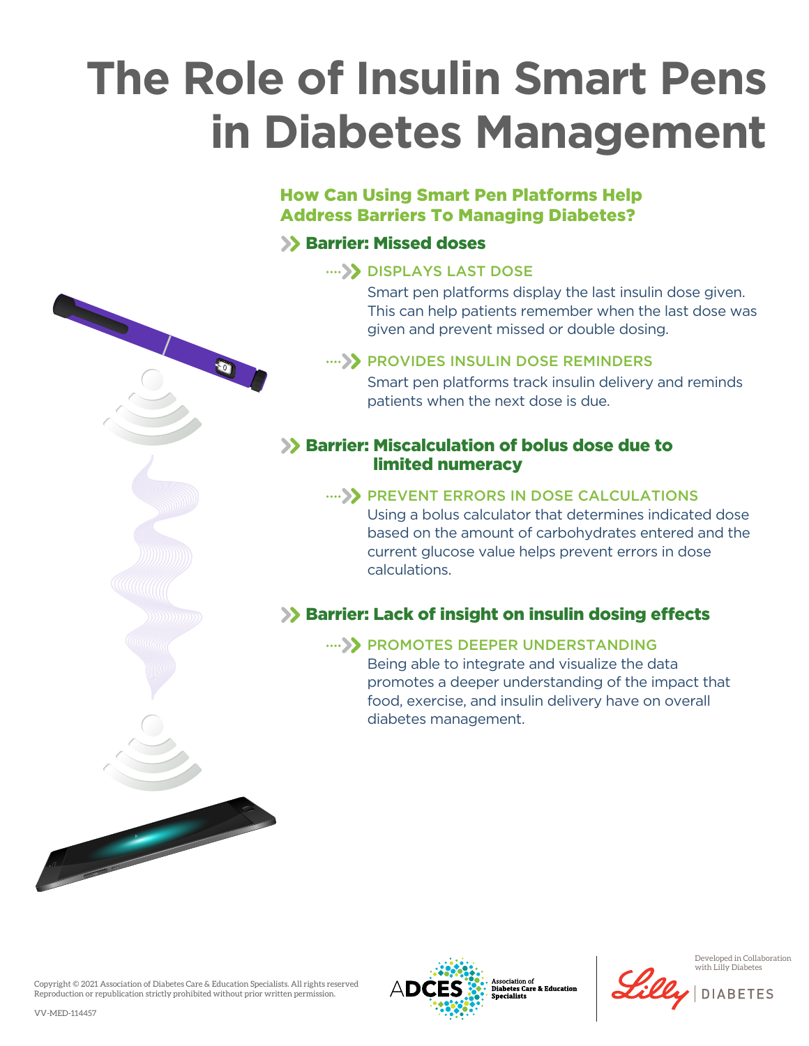# The Role of Insulin Smart Pens in Diabetes Management

## How Can Using Smart Pen Platforms Help Address Barriers To Managing Diabetes?

### Barrier: Missed doses

**DISPLAYS LAST DOSE**

Smart pen platforms display the last insulin dose given. This can help patients remember when the last dose was given and prevent missed or double dosing.

**PROVIDES INSULIN DOSE REMINDERS**

Smart pen platforms track insulin delivery and reminds patients when the next dose is due.

### Barrier: Miscalculation of bolus dose due to limited numeracy

**PREVENT ERRORS IN DOSE CALCULATIONS**

Using a bolus calculator that determines indicated dose based on the amount of carbohydrates entered and the current glucose value helps prevent errors in dose calculations.

### Barrier: Lack of insight on insulin dosing effects

**PROMOTES DEEPER UNDERSTANDING**

Being able to integrate and visualize the data promotes a deeper understanding of the impact that food, exercise, and insulin delivery have on overall diabetes management.

Copyright © 2021 Association of Diabetes Care & Education Specialists. All rights reserved
Reproduction or republication strictly prohibited without prior written permission.

VV-MED-114457

ADCES Association of Diabetes Care & Education Specialists

Developed in Collaboration with Lilly Diabetes

Lilly | DIABETES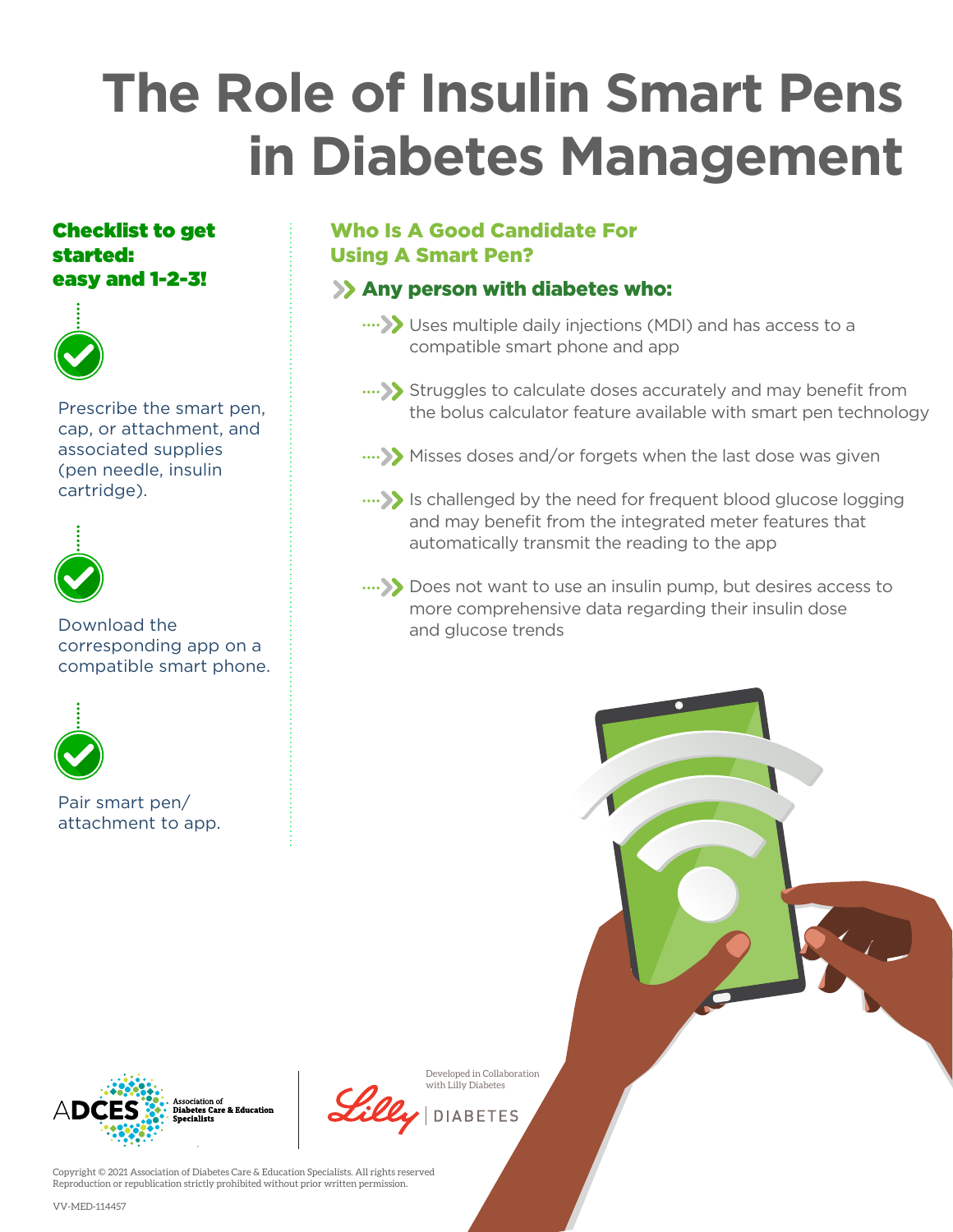# The Role of Insulin Smart Pens in Diabetes Management

## Checklist to get started: easy and 1-2-3!

- Prescribe the smart pen, cap, or attachment, and associated supplies (pen needle, insulin cartridge).
- Download the corresponding app on a compatible smart phone.
- Pair smart pen/ attachment to app.

## Who Is A Good Candidate For Using A Smart Pen?

### Any person with diabetes who:

- Uses multiple daily injections (MDI) and has access to a compatible smart phone and app
- Struggles to calculate doses accurately and may benefit from the bolus calculator feature available with smart pen technology
- Misses doses and/or forgets when the last dose was given
- Is challenged by the need for frequent blood glucose logging and may benefit from the integrated meter features that automatically transmit the reading to the app
- Does not want to use an insulin pump, but desires access to more comprehensive data regarding their insulin dose and glucose trends

ADCES Association of Diabetes Care & Education Specialists

Developed in Collaboration with Lilly Diabetes

Lilly | DIABETES

Copyright © 2021 Association of Diabetes Care & Education Specialists. All rights reserved
Reproduction or republication strictly prohibited without prior written permission.

VV-MED-114457